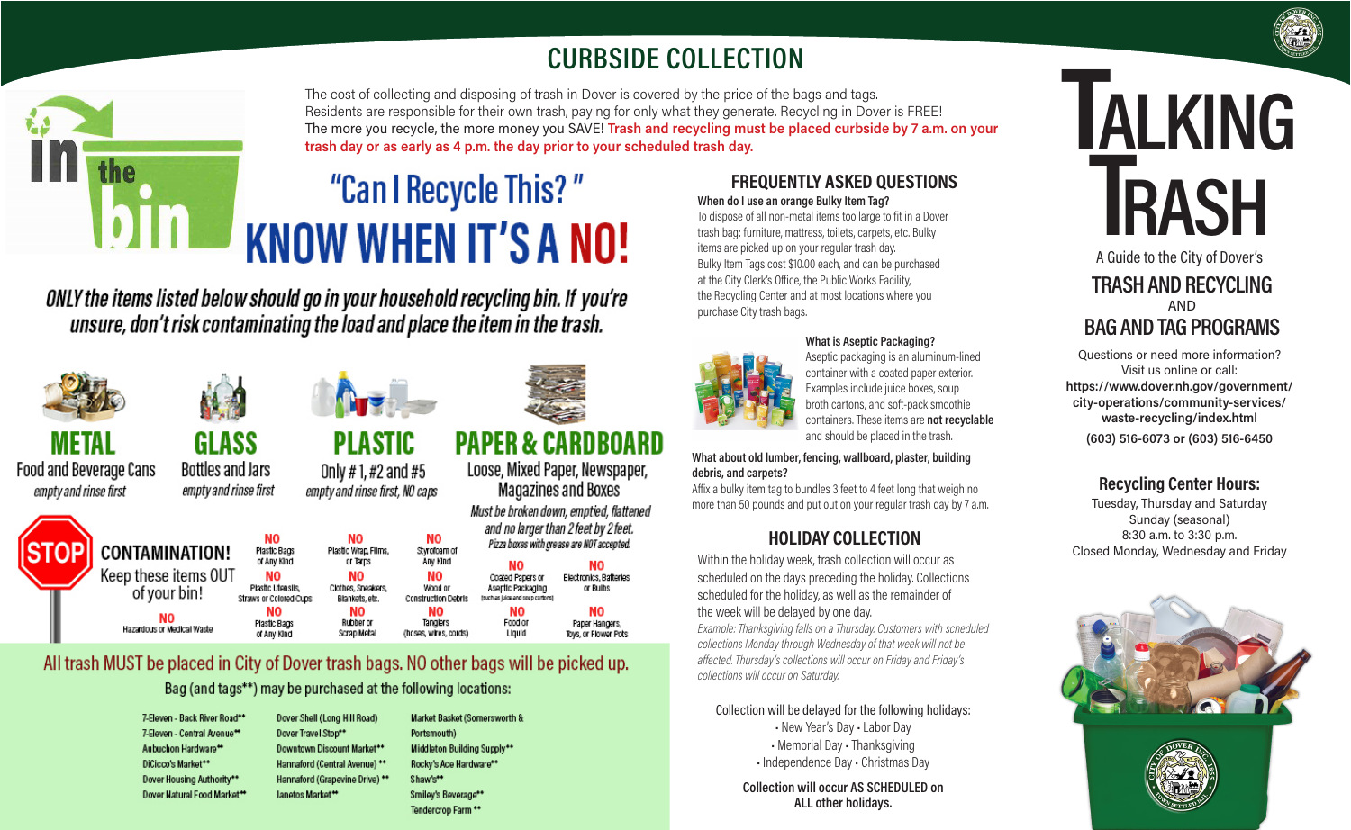# CURBSIDE COLLECTION

The cost of collecting and disposing of trash in Dover is covered by the price of the bags and tags. Residents are responsible for their own trash, paying for only what they generate. Recycling in Dover is FREE! The more you recycle, the more money you SAVE! **Trash and recycling must be placed curbside by 7 a.m. on your trash day or as early as 4 p.m. the day prior to your scheduled trash day.**

## in the bin

## "Can I Recycle This?" KNOW WHEN IT'S A NO!

*ONLY the items listed below should go in your household recycling bin. If you're unsure, don't risk contaminating the load and place the item in the trash.*

### METAL
Food and Beverage Cans
*empty and rinse first*

### GLASS
Bottles and Jars
*empty and rinse first*

### PLASTIC
Only #1, #2 and #5
*empty and rinse first, NO caps*

### PAPER & CARDBOARD
Loose, Mixed Paper, Newspaper, Magazines and Boxes
*Must be broken down, emptied, flattened and no larger than 2 feet by 2 feet.*
*Pizza boxes with grease are NOT accepted.*

### STOP CONTAMINATION!
Keep these items OUT of your bin!

- NO Hazardous or Medical Waste
- NO Plastic Bags of Any Kind
- NO Plastic Utensils, Straws or Colored Cups
- NO Plastic Bags of Any Kind
- NO Plastic Wrap, Films, or Tarps
- NO Clothes, Sneakers, Blankets, etc.
- NO Rubber or Scrap Metal
- NO Styrofoam of Any Kind
- NO Wood or Construction Debris
- NO Tanglers (hoses, wires, cords)
- NO Coated Papers or Aseptic Packaging (such as juice and soup cartons)
- NO Food or Liquid
- NO Electronics, Batteries or Bulbs
- NO Paper Hangers, Toys, or Flower Pots

All trash MUST be placed in City of Dover trash bags. NO other bags will be picked up.

Bag (and tags**) may be purchased at the following locations:

- 7-Eleven - Back River Road**
- 7-Eleven - Central Avenue**
- Aubuchon Hardware**
- DiCicco's Market**
- Dover Housing Authority**
- Dover Natural Food Market**
- Dover Shell (Long Hill Road)
- Dover Travel Stop**
- Downtown Discount Market**
- Hannaford (Central Avenue) **
- Hannaford (Grapevine Drive) **
- Janetos Market**
- Market Basket (Somersworth & Portsmouth)
- Middleton Building Supply**
- Rocky's Ace Hardware**
- Shaw's**
- Smiley's Beverage**
- Tendercrop Farm **

## FREQUENTLY ASKED QUESTIONS

**When do I use an orange Bulky Item Tag?**
To dispose of all non-metal items too large to fit in a Dover trash bag: furniture, mattress, toilets, carpets, etc. Bulky items are picked up on your regular trash day. Bulky Item Tags cost $10.00 each, and can be purchased at the City Clerk's Office, the Public Works Facility, the Recycling Center and at most locations where you purchase City trash bags.

**What is Aseptic Packaging?**
Aseptic packaging is an aluminum-lined container with a coated paper exterior. Examples include juice boxes, soup broth cartons, and soft-pack smoothie containers. These items are **not recyclable** and should be placed in the trash.

**What about old lumber, fencing, wallboard, plaster, building debris, and carpets?**
Affix a bulky item tag to bundles 3 feet to 4 feet long that weigh no more than 50 pounds and put out on your regular trash day by 7 a.m.

## HOLIDAY COLLECTION

Within the holiday week, trash collection will occur as scheduled on the days preceding the holiday. Collections scheduled for the holiday, as well as the remainder of the week will be delayed by one day.

*Example: Thanksgiving falls on a Thursday. Customers with scheduled collections Monday through Wednesday of that week will not be affected. Thursday's collections will occur on Friday and Friday's collections will occur on Saturday.*

Collection will be delayed for the following holidays:
- New Year's Day • Labor Day
- Memorial Day • Thanksgiving
- Independence Day • Christmas Day

**Collection will occur AS SCHEDULED on ALL other holidays.**

# TALKING TRASH

A Guide to the City of Dover's

## TRASH AND RECYCLING AND BAG AND TAG PROGRAMS

Questions or need more information?
Visit us online or call:
**https://www.dover.nh.gov/government/city-operations/community-services/waste-recycling/index.html**
**(603) 516-6073 or (603) 516-6450**

### Recycling Center Hours:
Tuesday, Thursday and Saturday
Sunday (seasonal)
8:30 a.m. to 3:30 p.m.
Closed Monday, Wednesday and Friday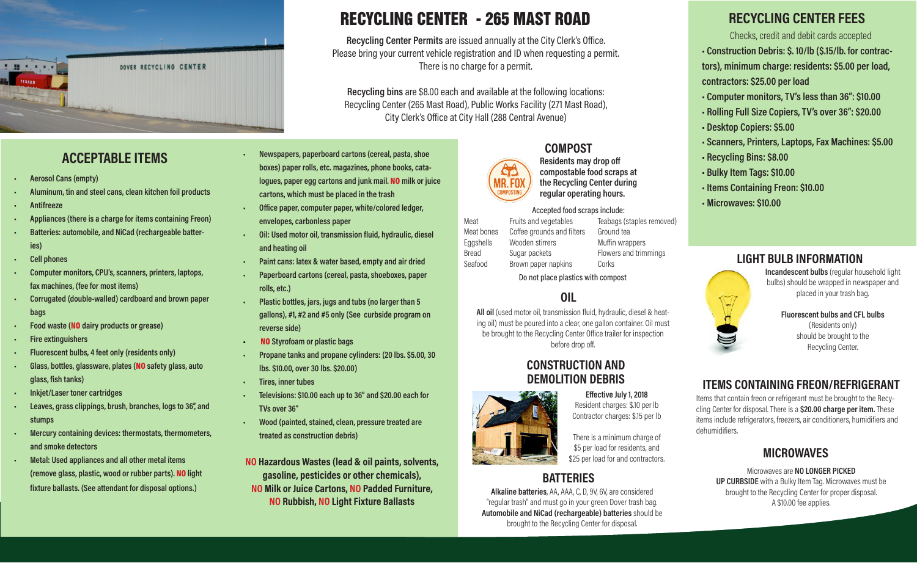# RECYCLING CENTER - 265 MAST ROAD

**Recycling Center Permits** are issued annually at the City Clerk's Office. Please bring your current vehicle registration and ID when requesting a permit. There is no charge for a permit.

**Recycling bins** are $8.00 each and available at the following locations: Recycling Center (265 Mast Road), Public Works Facility (271 Mast Road), City Clerk's Office at City Hall (288 Central Avenue)

## RECYCLING CENTER FEES

Checks, credit and debit cards accepted

- **Construction Debris: $. 10/lb ($.15/lb. for contractors), minimum charge: residents: $5.00 per load, contractors: $25.00 per load**
- **Computer monitors, TV's less than 36": $10.00**
- **Rolling Full Size Copiers, TV's over 36": $20.00**
- **Desktop Copiers: $5.00**
- **Scanners, Printers, Laptops, Fax Machines: $5.00**
- **Recycling Bins: $8.00**
- **Bulky Item Tags: $10.00**
- **Items Containing Freon: $10.00**
- **Microwaves: $10.00**

## ACCEPTABLE ITEMS

- **Aerosol Cans (empty)**
- **Aluminum, tin and steel cans, clean kitchen foil products**
- **Antifreeze**
- **Appliances (there is a charge for items containing Freon)**
- **Batteries: automobile, and NiCad (rechargeable batteries)**
- **Cell phones**
- **Computer monitors, CPU's, scanners, printers, laptops, fax machines, (fee for most items)**
- **Corrugated (double-walled) cardboard and brown paper bags**
- **Food waste (NO dairy products or grease)**
- **Fire extinguishers**
- **Fluorescent bulbs, 4 feet only (residents only)**
- **Glass, bottles, glassware, plates (NO safety glass, auto glass, fish tanks)**
- **Inkjet/Laser toner cartridges**
- **Leaves, grass clippings, brush, branches, logs to 36", and stumps**
- **Mercury containing devices: thermostats, thermometers, and smoke detectors**
- **Metal: Used appliances and all other metal items (remove glass, plastic, wood or rubber parts). NO light fixture ballasts. (See attendant for disposal options.)**
- **Newspapers, paperboard cartons (cereal, pasta, shoe boxes) paper rolls, etc. magazines, phone books, catalogues, paper egg cartons and junk mail. NO milk or juice cartons, which must be placed in the trash**
- **Office paper, computer paper, white/colored ledger, envelopes, carbonless paper**
- **Oil: Used motor oil, transmission fluid, hydraulic, diesel and heating oil**
- **Paint cans: latex & water based, empty and air dried**
- **Paperboard cartons (cereal, pasta, shoeboxes, paper rolls, etc.)**
- **Plastic bottles, jars, jugs and tubs (no larger than 5 gallons), #1, #2 and #5 only (See curbside program on reverse side)**
- **NO Styrofoam or plastic bags**
- **Propane tanks and propane cylinders: (20 lbs. $5.00, 30 lbs. $10.00, over 30 lbs. $20.00)**
- **Tires, inner tubes**
- **Televisions: $10.00 each up to 36" and $20.00 each for TVs over 36"**
- **Wood (painted, stained, clean, pressure treated are treated as construction debris)**

**NO Hazardous Wastes (lead & oil paints, solvents, gasoline, pesticides or other chemicals), NO Milk or Juice Cartons, NO Padded Furniture, NO Rubbish, NO Light Fixture Ballasts**

## COMPOST

MR. FOX COMPOSTING

**Residents may drop off compostable food scraps at the Recycling Center during regular operating hours.**

Accepted food scraps include:

| | | |
|---|---|---|
| Meat | Fruits and vegetables | Teabags (staples removed) |
| Meat bones | Coffee grounds and filters | Ground tea |
| Eggshells | Wooden stirrers | Muffin wrappers |
| Bread | Sugar packets | Flowers and trimmings |
| Seafood | Brown paper napkins | Corks |

Do not place plastics with compost

## OIL

**All oil** (used motor oil, transmission fluid, hydraulic, diesel & heating oil) must be poured into a clear, one gallon container. Oil must be brought to the Recycling Center Office trailer for inspection before drop off.

## CONSTRUCTION AND DEMOLITION DEBRIS

**Effective July 1, 2018**
Resident charges: $.10 per lb
Contractor charges: $.15 per lb

There is a minimum charge of $5 per load for residents, and $25 per load for and contractors.

## BATTERIES

**Alkaline batteries**, AA, AAA, C, D, 9V, 6V, are considered "regular trash" and must go in your green Dover trash bag. **Automobile and NiCad (rechargeable) batteries** should be brought to the Recycling Center for disposal.

## LIGHT BULB INFORMATION

**Incandescent bulbs** (regular household light bulbs) should be wrapped in newspaper and placed in your trash bag.

**Fluorescent bulbs and CFL bulbs** (Residents only) should be brought to the Recycling Center.

## ITEMS CONTAINING FREON/REFRIGERANT

Items that contain freon or refrigerant must be brought to the Recycling Center for disposal. There is a **$20.00 charge per item.** These items include refrigerators, freezers, air conditioners, humidifiers and dehumidifiers.

## MICROWAVES

Microwaves are **NO LONGER PICKED UP CURBSIDE** with a Bulky Item Tag. Microwaves must be brought to the Recycling Center for proper disposal. A $10.00 fee applies.